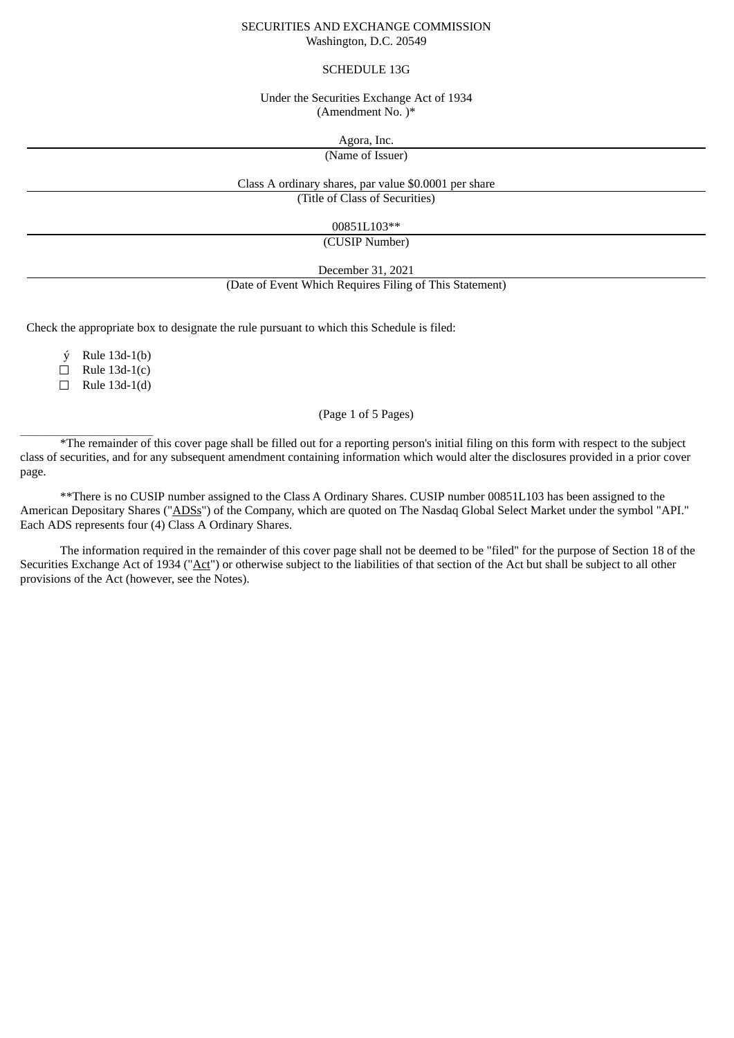SECURITIES AND EXCHANGE COMMISSION
Washington, D.C. 20549

# SCHEDULE 13G

Under the Securities Exchange Act of 1934
(Amendment No. )*

Agora, Inc.
(Name of Issuer)

Class A ordinary shares, par value $0.0001 per share
(Title of Class of Securities)

00851L103**
(CUSIP Number)

December 31, 2021
(Date of Event Which Requires Filing of This Statement)

Check the appropriate box to designate the rule pursuant to which this Schedule is filed:

ý Rule 13d-1(b)
☐ Rule 13d-1(c)
☐ Rule 13d-1(d)

(Page 1 of 5 Pages)

---

*The remainder of this cover page shall be filled out for a reporting person's initial filing on this form with respect to the subject class of securities, and for any subsequent amendment containing information which would alter the disclosures provided in a prior cover page.

**There is no CUSIP number assigned to the Class A Ordinary Shares. CUSIP number 00851L103 has been assigned to the American Depositary Shares ("ADSs") of the Company, which are quoted on The Nasdaq Global Select Market under the symbol "API." Each ADS represents four (4) Class A Ordinary Shares.

The information required in the remainder of this cover page shall not be deemed to be "filed" for the purpose of Section 18 of the Securities Exchange Act of 1934 ("Act") or otherwise subject to the liabilities of that section of the Act but shall be subject to all other provisions of the Act (however, see the Notes).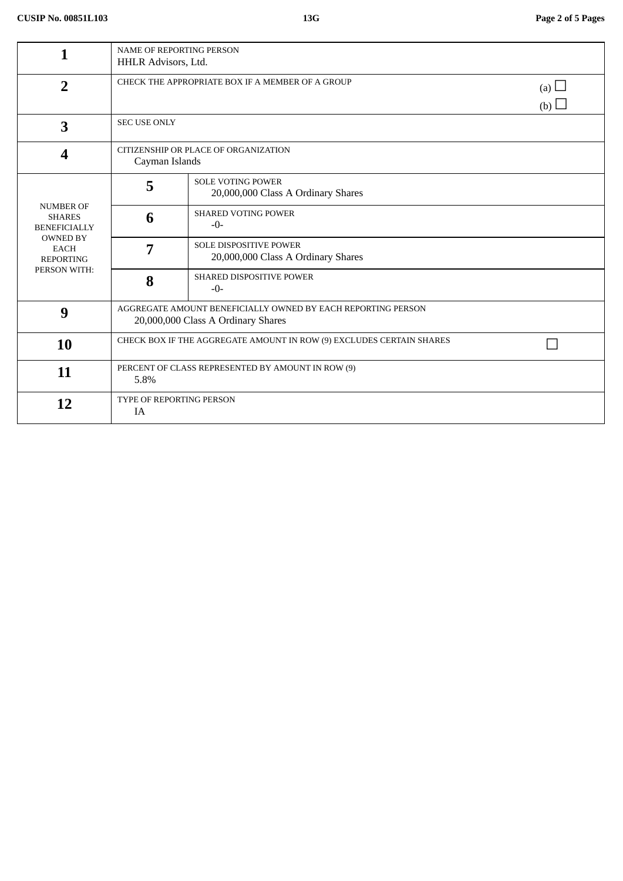| | | | |
|---|---|---|---|
| **1** | NAME OF REPORTING PERSON<br>HHLR Advisors, Ltd. | | |
| **2** | CHECK THE APPROPRIATE BOX IF A MEMBER OF A GROUP | | (a) ☐<br>(b) ☐ |
| **3** | SEC USE ONLY | | |
| **4** | CITIZENSHIP OR PLACE OF ORGANIZATION<br>Cayman Islands | | |
| NUMBER OF SHARES BENEFICIALLY OWNED BY EACH REPORTING PERSON WITH: | **5** | SOLE VOTING POWER<br>20,000,000 Class A Ordinary Shares | |
| | **6** | SHARED VOTING POWER<br>-0- | |
| | **7** | SOLE DISPOSITIVE POWER<br>20,000,000 Class A Ordinary Shares | |
| | **8** | SHARED DISPOSITIVE POWER<br>-0- | |
| **9** | AGGREGATE AMOUNT BENEFICIALLY OWNED BY EACH REPORTING PERSON<br>20,000,000 Class A Ordinary Shares | | |
| **10** | CHECK BOX IF THE AGGREGATE AMOUNT IN ROW (9) EXCLUDES CERTAIN SHARES | | ☐ |
| **11** | PERCENT OF CLASS REPRESENTED BY AMOUNT IN ROW (9)<br>5.8% | | |
| **12** | TYPE OF REPORTING PERSON<br>IA | | |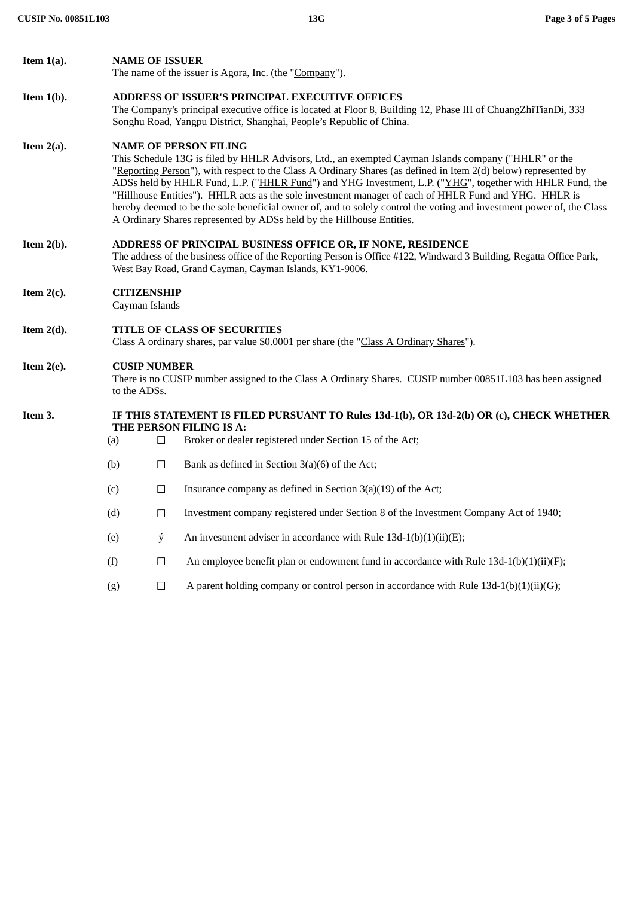**Item 1(a).** **NAME OF ISSUER**

The name of the issuer is Agora, Inc. (the "Company").

**Item 1(b).** **ADDRESS OF ISSUER'S PRINCIPAL EXECUTIVE OFFICES**

The Company's principal executive office is located at Floor 8, Building 12, Phase III of ChuangZhiTianDi, 333 Songhu Road, Yangpu District, Shanghai, People's Republic of China.

**Item 2(a).** **NAME OF PERSON FILING**

This Schedule 13G is filed by HHLR Advisors, Ltd., an exempted Cayman Islands company ("HHLR" or the "Reporting Person"), with respect to the Class A Ordinary Shares (as defined in Item 2(d) below) represented by ADSs held by HHLR Fund, L.P. ("HHLR Fund") and YHG Investment, L.P. ("YHG", together with HHLR Fund, the "Hillhouse Entities"). HHLR acts as the sole investment manager of each of HHLR Fund and YHG. HHLR is hereby deemed to be the sole beneficial owner of, and to solely control the voting and investment power of, the Class A Ordinary Shares represented by ADSs held by the Hillhouse Entities.

**Item 2(b).** **ADDRESS OF PRINCIPAL BUSINESS OFFICE OR, IF NONE, RESIDENCE**

The address of the business office of the Reporting Person is Office #122, Windward 3 Building, Regatta Office Park, West Bay Road, Grand Cayman, Cayman Islands, KY1-9006.

**Item 2(c).** **CITIZENSHIP**

Cayman Islands

**Item 2(d).** **TITLE OF CLASS OF SECURITIES**

Class A ordinary shares, par value $0.0001 per share (the "Class A Ordinary Shares").

**Item 2(e).** **CUSIP NUMBER**

There is no CUSIP number assigned to the Class A Ordinary Shares. CUSIP number 00851L103 has been assigned to the ADSs.

**Item 3.** **IF THIS STATEMENT IS FILED PURSUANT TO Rules 13d-1(b), OR 13d-2(b) OR (c), CHECK WHETHER THE PERSON FILING IS A:**

(a) ☐ Broker or dealer registered under Section 15 of the Act;

(b) ☐ Bank as defined in Section 3(a)(6) of the Act;

(c) ☐ Insurance company as defined in Section 3(a)(19) of the Act;

(d) ☐ Investment company registered under Section 8 of the Investment Company Act of 1940;

(e) ☒ An investment adviser in accordance with Rule 13d-1(b)(1)(ii)(E);

(f) ☐ An employee benefit plan or endowment fund in accordance with Rule 13d-1(b)(1)(ii)(F);

(g) ☐ A parent holding company or control person in accordance with Rule 13d-1(b)(1)(ii)(G);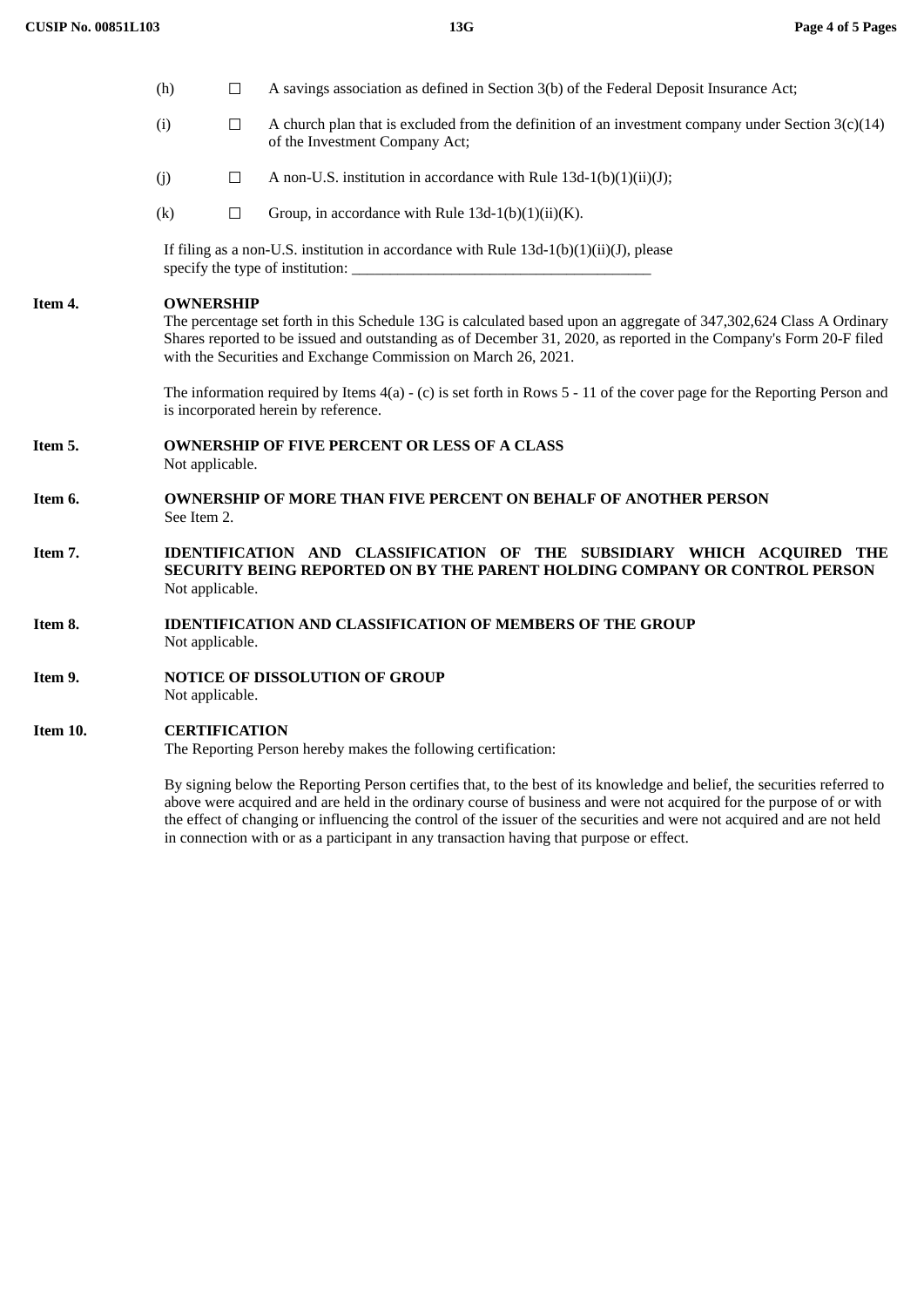(h) ☐ A savings association as defined in Section 3(b) of the Federal Deposit Insurance Act;

(i) ☐ A church plan that is excluded from the definition of an investment company under Section 3(c)(14) of the Investment Company Act;

(j) ☐ A non-U.S. institution in accordance with Rule 13d-1(b)(1)(ii)(J);

(k) ☐ Group, in accordance with Rule 13d-1(b)(1)(ii)(K).

If filing as a non-U.S. institution in accordance with Rule 13d-1(b)(1)(ii)(J), please specify the type of institution: ________________________________________

**Item 4. OWNERSHIP**

The percentage set forth in this Schedule 13G is calculated based upon an aggregate of 347,302,624 Class A Ordinary Shares reported to be issued and outstanding as of December 31, 2020, as reported in the Company's Form 20-F filed with the Securities and Exchange Commission on March 26, 2021.

The information required by Items 4(a) - (c) is set forth in Rows 5 - 11 of the cover page for the Reporting Person and is incorporated herein by reference.

**Item 5. OWNERSHIP OF FIVE PERCENT OR LESS OF A CLASS**

Not applicable.

**Item 6. OWNERSHIP OF MORE THAN FIVE PERCENT ON BEHALF OF ANOTHER PERSON**

See Item 2.

**Item 7. IDENTIFICATION AND CLASSIFICATION OF THE SUBSIDIARY WHICH ACQUIRED THE SECURITY BEING REPORTED ON BY THE PARENT HOLDING COMPANY OR CONTROL PERSON**

Not applicable.

**Item 8. IDENTIFICATION AND CLASSIFICATION OF MEMBERS OF THE GROUP**

Not applicable.

**Item 9. NOTICE OF DISSOLUTION OF GROUP**

Not applicable.

**Item 10. CERTIFICATION**

The Reporting Person hereby makes the following certification:

By signing below the Reporting Person certifies that, to the best of its knowledge and belief, the securities referred to above were acquired and are held in the ordinary course of business and were not acquired for the purpose of or with the effect of changing or influencing the control of the issuer of the securities and were not acquired and are not held in connection with or as a participant in any transaction having that purpose or effect.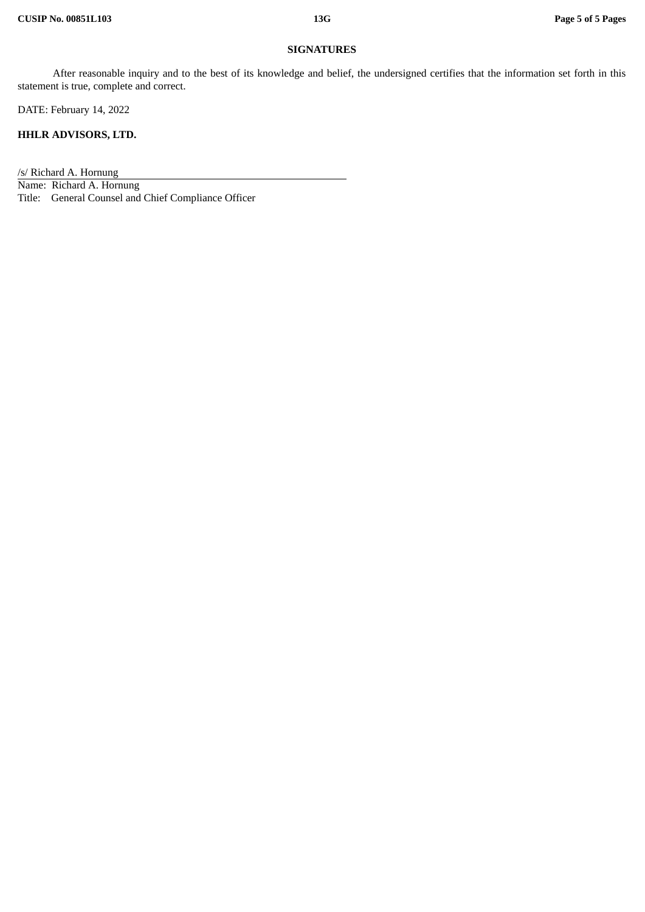## SIGNATURES

After reasonable inquiry and to the best of its knowledge and belief, the undersigned certifies that the information set forth in this statement is true, complete and correct.

DATE: February 14, 2022

**HHLR ADVISORS, LTD.**

/s/ Richard A. Hornung
Name: Richard A. Hornung
Title: General Counsel and Chief Compliance Officer